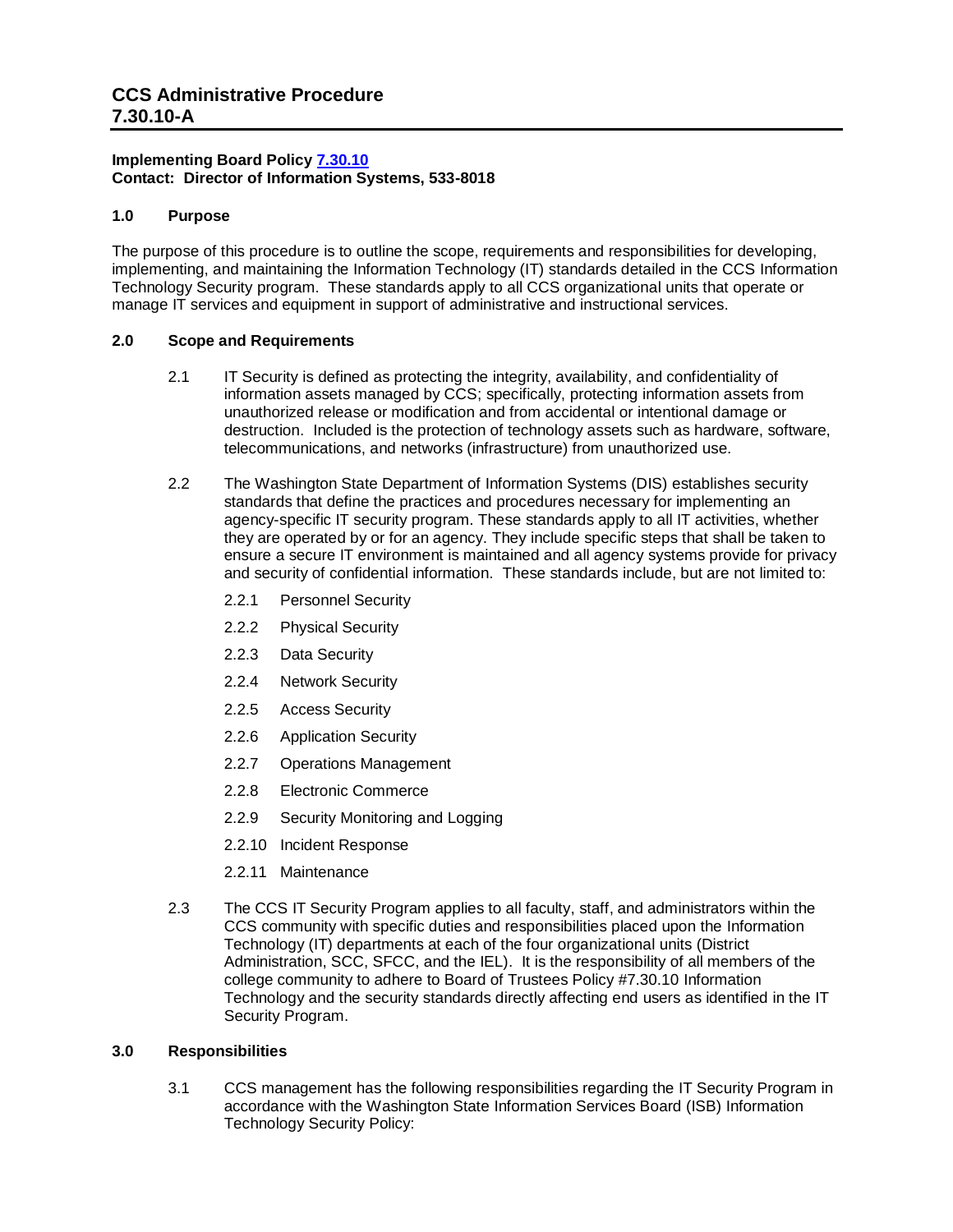# CCS Administrative Procedure 7.30.10-A

**Implementing Board Policy [7.30.10]**
**Contact: Director of Information Systems, 533-8018**

## 1.0 Purpose

The purpose of this procedure is to outline the scope, requirements and responsibilities for developing, implementing, and maintaining the Information Technology (IT) standards detailed in the CCS Information Technology Security program. These standards apply to all CCS organizational units that operate or manage IT services and equipment in support of administrative and instructional services.

## 2.0 Scope and Requirements

2.1 IT Security is defined as protecting the integrity, availability, and confidentiality of information assets managed by CCS; specifically, protecting information assets from unauthorized release or modification and from accidental or intentional damage or destruction. Included is the protection of technology assets such as hardware, software, telecommunications, and networks (infrastructure) from unauthorized use.

2.2 The Washington State Department of Information Systems (DIS) establishes security standards that define the practices and procedures necessary for implementing an agency-specific IT security program. These standards apply to all IT activities, whether they are operated by or for an agency. They include specific steps that shall be taken to ensure a secure IT environment is maintained and all agency systems provide for privacy and security of confidential information. These standards include, but are not limited to:

- 2.2.1 Personnel Security
- 2.2.2 Physical Security
- 2.2.3 Data Security
- 2.2.4 Network Security
- 2.2.5 Access Security
- 2.2.6 Application Security
- 2.2.7 Operations Management
- 2.2.8 Electronic Commerce
- 2.2.9 Security Monitoring and Logging
- 2.2.10 Incident Response
- 2.2.11 Maintenance

2.3 The CCS IT Security Program applies to all faculty, staff, and administrators within the CCS community with specific duties and responsibilities placed upon the Information Technology (IT) departments at each of the four organizational units (District Administration, SCC, SFCC, and the IEL). It is the responsibility of all members of the college community to adhere to Board of Trustees Policy #7.30.10 Information Technology and the security standards directly affecting end users as identified in the IT Security Program.

## 3.0 Responsibilities

3.1 CCS management has the following responsibilities regarding the IT Security Program in accordance with the Washington State Information Services Board (ISB) Information Technology Security Policy: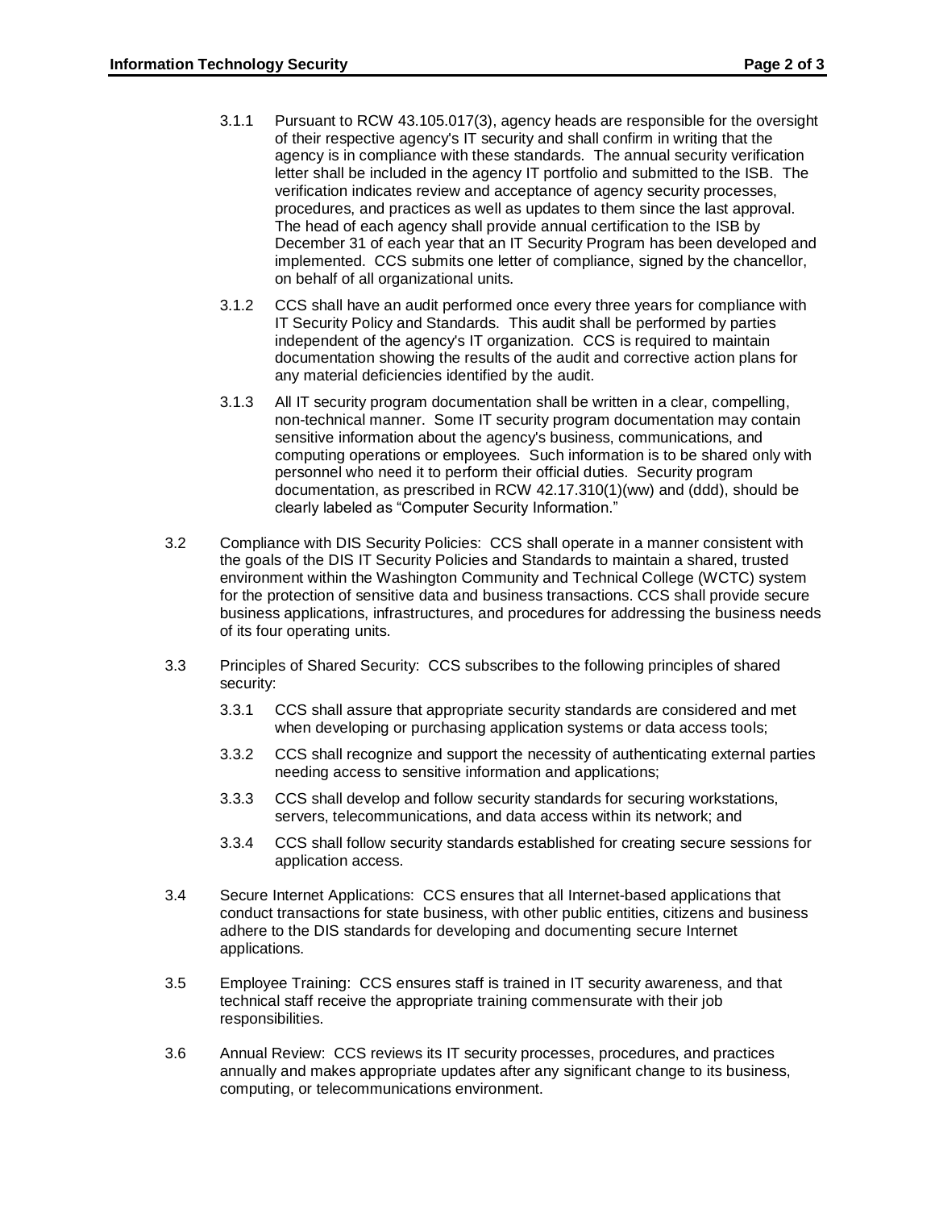3.1.1 Pursuant to RCW 43.105.017(3), agency heads are responsible for the oversight of their respective agency's IT security and shall confirm in writing that the agency is in compliance with these standards. The annual security verification letter shall be included in the agency IT portfolio and submitted to the ISB. The verification indicates review and acceptance of agency security processes, procedures, and practices as well as updates to them since the last approval. The head of each agency shall provide annual certification to the ISB by December 31 of each year that an IT Security Program has been developed and implemented. CCS submits one letter of compliance, signed by the chancellor, on behalf of all organizational units.

3.1.2 CCS shall have an audit performed once every three years for compliance with IT Security Policy and Standards. This audit shall be performed by parties independent of the agency's IT organization. CCS is required to maintain documentation showing the results of the audit and corrective action plans for any material deficiencies identified by the audit.

3.1.3 All IT security program documentation shall be written in a clear, compelling, non-technical manner. Some IT security program documentation may contain sensitive information about the agency's business, communications, and computing operations or employees. Such information is to be shared only with personnel who need it to perform their official duties. Security program documentation, as prescribed in RCW 42.17.310(1)(ww) and (ddd), should be clearly labeled as "Computer Security Information."

3.2 Compliance with DIS Security Policies: CCS shall operate in a manner consistent with the goals of the DIS IT Security Policies and Standards to maintain a shared, trusted environment within the Washington Community and Technical College (WCTC) system for the protection of sensitive data and business transactions. CCS shall provide secure business applications, infrastructures, and procedures for addressing the business needs of its four operating units.

3.3 Principles of Shared Security: CCS subscribes to the following principles of shared security:

3.3.1 CCS shall assure that appropriate security standards are considered and met when developing or purchasing application systems or data access tools;

3.3.2 CCS shall recognize and support the necessity of authenticating external parties needing access to sensitive information and applications;

3.3.3 CCS shall develop and follow security standards for securing workstations, servers, telecommunications, and data access within its network; and

3.3.4 CCS shall follow security standards established for creating secure sessions for application access.

3.4 Secure Internet Applications: CCS ensures that all Internet-based applications that conduct transactions for state business, with other public entities, citizens and business adhere to the DIS standards for developing and documenting secure Internet applications.

3.5 Employee Training: CCS ensures staff is trained in IT security awareness, and that technical staff receive the appropriate training commensurate with their job responsibilities.

3.6 Annual Review: CCS reviews its IT security processes, procedures, and practices annually and makes appropriate updates after any significant change to its business, computing, or telecommunications environment.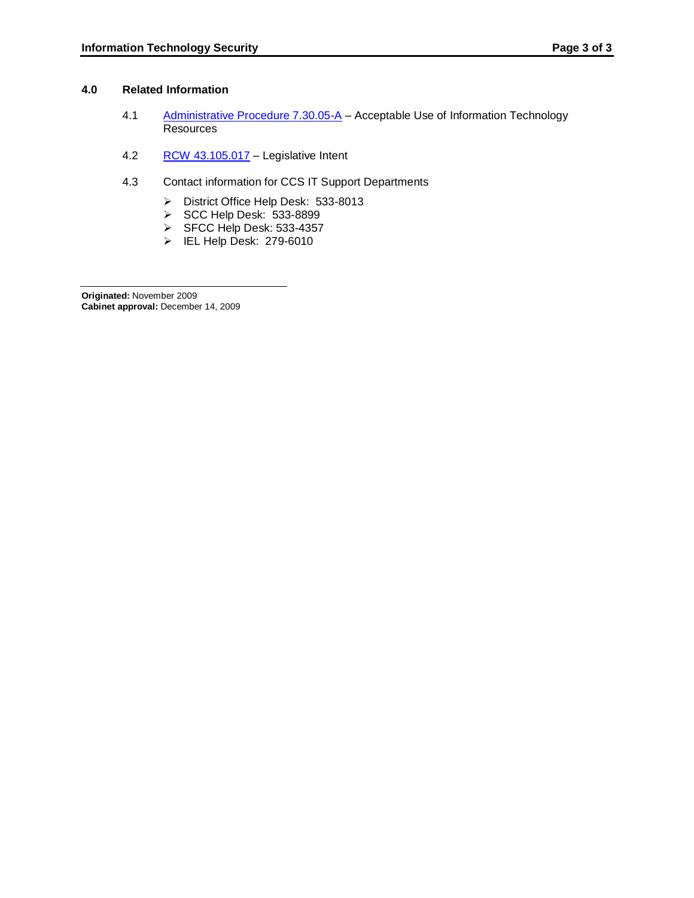## 4.0 Related Information

4.1 Administrative Procedure 7.30.05-A – Acceptable Use of Information Technology Resources

4.2 RCW 43.105.017 – Legislative Intent

4.3 Contact information for CCS IT Support Departments

- District Office Help Desk: 533-8013
- SCC Help Desk: 533-8899
- SFCC Help Desk: 533-4357
- IEL Help Desk: 279-6010

---

**Originated:** November 2009
**Cabinet approval:** December 14, 2009